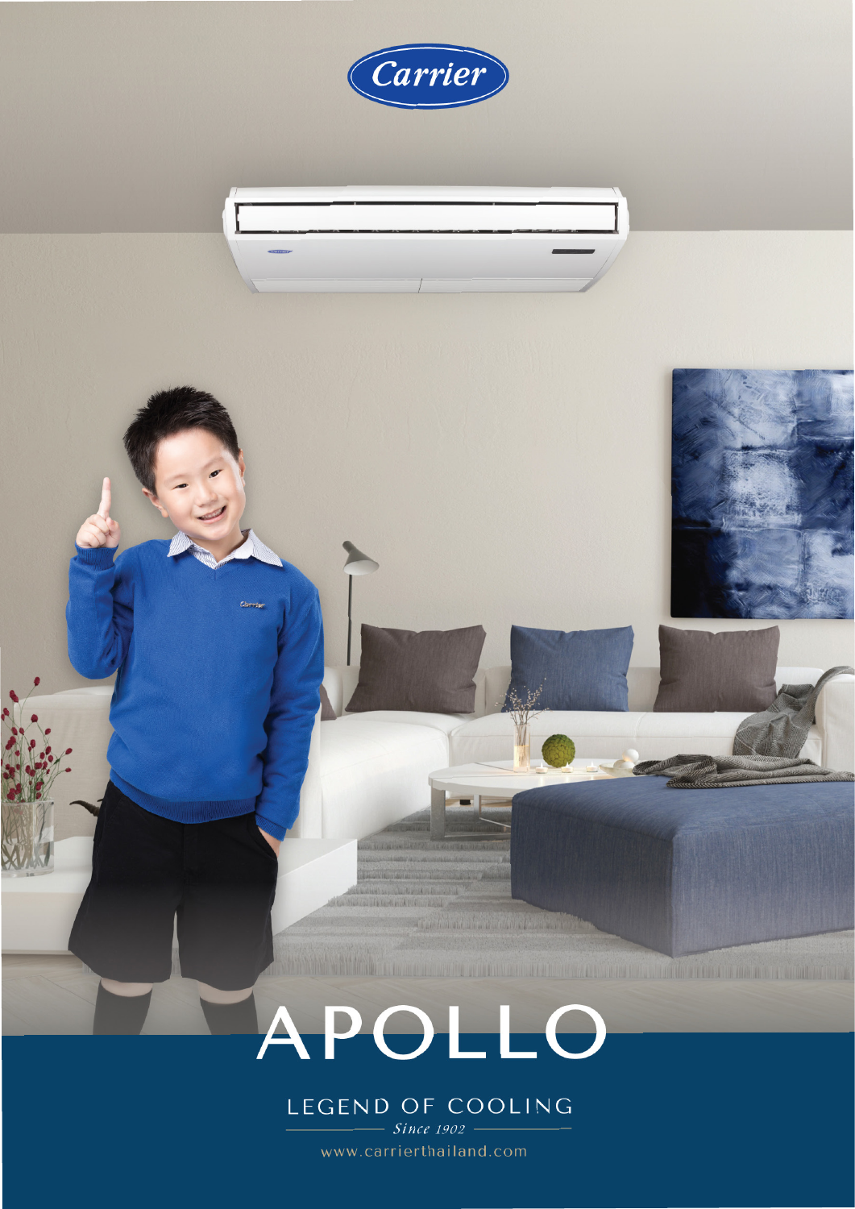Carrier

# APOLLO

LEGEND OF COOLING

*Since 1902*

www.carrierthailand.com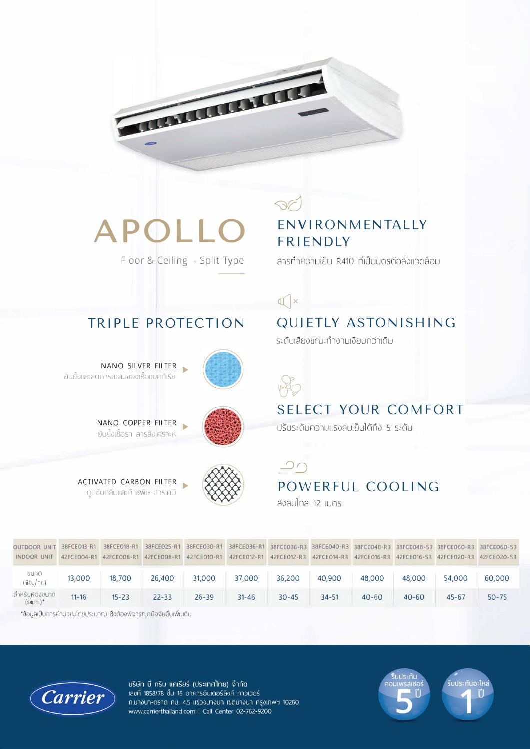# APOLLO

Floor & Ceiling - Split Type

## TRIPLE PROTECTION

**NANO SILVER FILTER**
ยับยั้งและลดการสะสมของเชื้อแบคทีเรีย

**NANO COPPER FILTER**
ยับยั้งเชื้อรา สารสังเคราะห์

**ACTIVATED CARBON FILTER**
ดูดซับกลิ่นและก๊าซพิษ สารเคมี

## ENVIRONMENTALLY FRIENDLY

สารทำความเย็น R410 ที่เป็นมิตรต่อสิ่งแวดล้อม

## QUIETLY ASTONISHING

ระดับเสียงขณะทำงานเงียบกว่าเดิม

## SELECT YOUR COMFORT

ปรับระดับความแรงลมเย็นได้ถึง 5 ระดับ

## POWERFUL COOLING

ส่งลมไกล 12 เมตร

| OUTDOOR UNIT / INDOOR UNIT | 38FCE013-R1 / 42FCE004-R1 | 38FCE018-R1 / 42FCE006-R1 | 38FCE025-R1 / 42FCE008-R1 | 38FCE030-R1 / 42FCE010-R1 | 38FCE036-R1 / 42FCE012-R1 | 38FCE036-R3 / 42FCE012-R3 | 38FCE040-R3 / 42FCE014-R3 | 38FCE048-R3 / 42FCE016-R3 | 38FCE048-S3 / 42FCE016-S3 | 38FCE060-R3 / 42FCE020-R3 | 38FCE060-S3 / 42FCE020-S3 |
|---|---|---|---|---|---|---|---|---|---|---|---|
| ขนาด (Btu/hr.) | 13,000 | 18,700 | 26,400 | 31,000 | 37,000 | 36,200 | 40,900 | 48,000 | 48,000 | 54,000 | 60,000 |
| สำหรับห้องขนาด (sq.m.)* | 11-16 | 15-23 | 22-33 | 26-39 | 31-46 | 30-45 | 34-51 | 40-60 | 40-60 | 45-67 | 50-75 |

*ข้อมูลเป็นการคำนวณโดยประมาณ ซึ่งต้องพิจารณาปัจจัยอื่นเพิ่มเติม

บริษัท บี กริม แคเรียร์ (ประเทศไทย) จำกัด
เลขที่ 1858/78 ชั้น 16 อาคารอินเตอร์ลิงค์ ทาวเวอร์
ถ.บางนา-ตราด กม. 4.5 แขวงบางนา เขตบางนา กรุงเทพฯ 10260
www.carrierthailand.com | Call Center 02-762-9200

รับประกันคอมเพรสเซอร์ 5 ปี

รับประกันอะไหล่ 1 ปี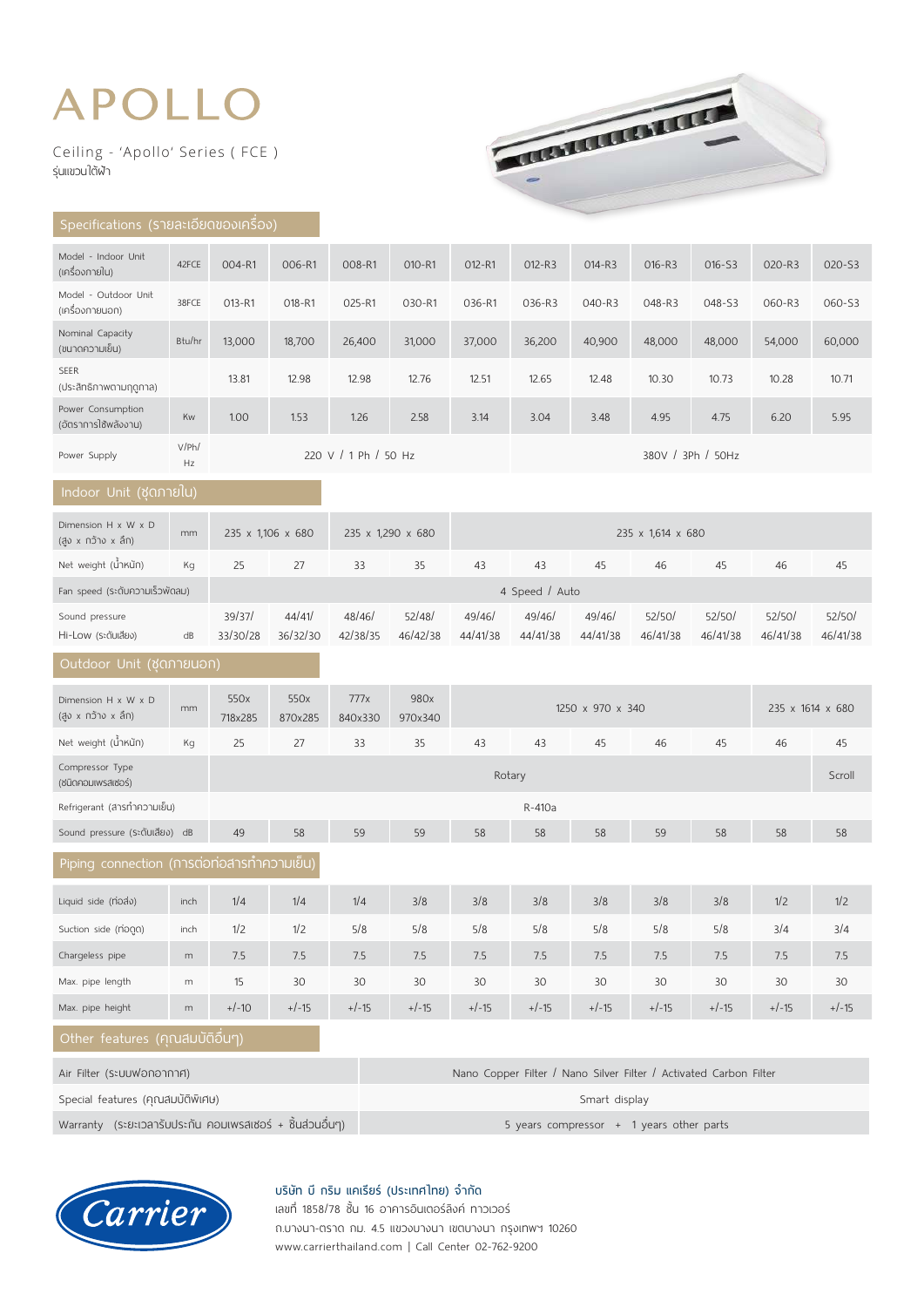# APOLLO

Ceiling - 'Apollo' Series ( FCE )
รุ่นแขวนใต้ฝ้า

## Specifications (รายละเอียดของเครื่อง)

| | | | | | | | | | | | | |
|---|---|---|---|---|---|---|---|---|---|---|---|---|
| Model - Indoor Unit (เครื่องภายใน) | 42FCE | 004-R1 | 006-R1 | 008-R1 | 010-R1 | 012-R1 | 012-R3 | 014-R3 | 016-R3 | 016-S3 | 020-R3 | 020-S3 |
| Model - Outdoor Unit (เครื่องภายนอก) | 38FCE | 013-R1 | 018-R1 | 025-R1 | 030-R1 | 036-R1 | 036-R3 | 040-R3 | 048-R3 | 048-S3 | 060-R3 | 060-S3 |
| Nominal Capacity (ขนาดความเย็น) | Btu/hr | 13,000 | 18,700 | 26,400 | 31,000 | 37,000 | 36,200 | 40,900 | 48,000 | 48,000 | 54,000 | 60,000 |
| SEER (ประสิทธิภาพตามฤดูกาล) | | 13.81 | 12.98 | 12.98 | 12.76 | 12.51 | 12.65 | 12.48 | 10.30 | 10.73 | 10.28 | 10.71 |
| Power Consumption (อัตราการใช้พลังงาน) | Kw | 1.00 | 1.53 | 1.26 | 2.58 | 3.14 | 3.04 | 3.48 | 4.95 | 4.75 | 6.20 | 5.95 |
| Power Supply | V/Ph/Hz | 220 V / 1 Ph / 50 Hz | | | | | 380V / 3Ph / 50Hz | | | | | |

## Indoor Unit (ชุดภายใน)

| | | | | | | | | | | | | |
|---|---|---|---|---|---|---|---|---|---|---|---|---|
| Dimension H x W x D (สูง x กว้าง x ลึก) | mm | 235 x 1,106 x 680 | | 235 x 1,290 x 680 | | 235 x 1,614 x 680 | | | | | | |
| Net weight (น้ำหนัก) | Kg | 25 | 27 | 33 | 35 | 43 | 43 | 45 | 46 | 45 | 46 | 45 |
| Fan speed (ระดับความเร็วพัดลม) | | 4 Speed / Auto | | | | | | | | | | |
| Sound pressure Hi-Low (ระดับเสียง) | dB | 39/37/33/30/28 | 44/41/36/32/30 | 48/46/42/38/35 | 52/48/46/42/38 | 49/46/44/41/38 | 49/46/44/41/38 | 49/46/44/41/38 | 52/50/46/41/38 | 52/50/46/41/38 | 52/50/46/41/38 | 52/50/46/41/38 |

## Outdoor Unit (ชุดภายนอก)

| | | | | | | | | | | | | |
|---|---|---|---|---|---|---|---|---|---|---|---|---|
| Dimension H x W x D (สูง x กว้าง x ลึก) | mm | 550x 718x285 | 550x 870x285 | 777x 840x330 | 980x 970x340 | 1250 x 970 x 340 | | | | | 235 x 1614 x 680 | |
| Net weight (น้ำหนัก) | Kg | 25 | 27 | 33 | 35 | 43 | 43 | 45 | 46 | 45 | 46 | 45 |
| Compressor Type (ชนิดคอมเพรสเซอร์) | | Rotary | | | | | | | | | | Scroll |
| Refrigerant (สารทำความเย็น) | | R-410a | | | | | | | | | | |
| Sound pressure (ระดับเสียง) | dB | 49 | 58 | 59 | 59 | 58 | 58 | 58 | 59 | 58 | 58 | 58 |

## Piping connection (การต่อท่อสารทำความเย็น)

| | | | | | | | | | | | | |
|---|---|---|---|---|---|---|---|---|---|---|---|---|
| Liquid side (ท่อส่ง) | inch | 1/4 | 1/4 | 1/4 | 3/8 | 3/8 | 3/8 | 3/8 | 3/8 | 3/8 | 1/2 | 1/2 |
| Suction side (ท่อดูด) | inch | 1/2 | 1/2 | 5/8 | 5/8 | 5/8 | 5/8 | 5/8 | 5/8 | 5/8 | 3/4 | 3/4 |
| Chargeless pipe | m | 7.5 | 7.5 | 7.5 | 7.5 | 7.5 | 7.5 | 7.5 | 7.5 | 7.5 | 7.5 | 7.5 |
| Max. pipe length | m | 15 | 30 | 30 | 30 | 30 | 30 | 30 | 30 | 30 | 30 | 30 |
| Max. pipe height | m | +/-10 | +/-15 | +/-15 | +/-15 | +/-15 | +/-15 | +/-15 | +/-15 | +/-15 | +/-15 | +/-15 |

## Other features (คุณสมบัติอื่นๆ)

| | |
|---|---|
| Air Filter (ระบบฟอกอากาศ) | Nano Copper Filter / Nano Silver Filter / Activated Carbon Filter |
| Special features (คุณสมบัติพิเศษ) | Smart display |
| Warranty (ระยะเวลารับประกัน คอมเพรสเซอร์ + ชิ้นส่วนอื่นๆ) | 5 years compressor + 1 years other parts |

Carrier

**บริษัท บี กริม แคเรียร์ (ประเทศไทย) จำกัด**
เลขที่ 1858/78 ชั้น 16 อาคารอินเตอร์ลิงค์ ทาวเวอร์
ถ.บางนา-ตราด กม. 4.5 แขวงบางนา เขตบางนา กรุงเทพฯ 10260
www.carrierthailand.com | Call Center 02-762-9200